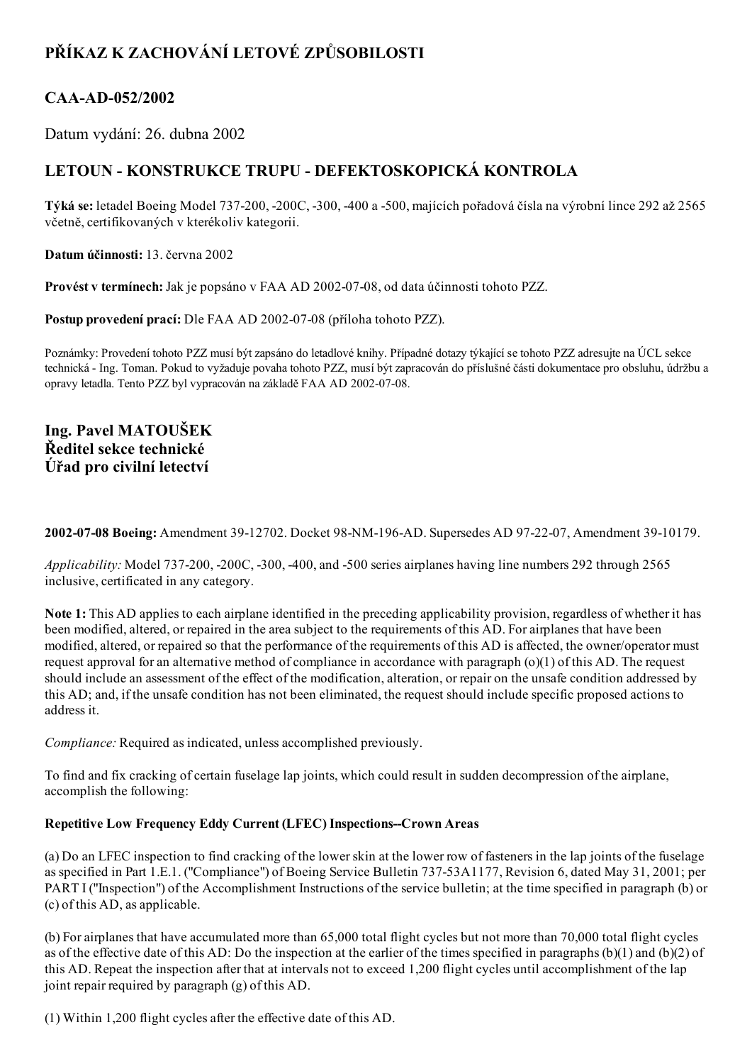# PŘÍKAZ K ZACHOVÁNÍ LETOVÉ ZPŮSOBILOSTI

## CAA-AD-052/2002

Datum vydání: 26. dubna 2002

## LETOUN - KONSTRUKCE TRUPU - DEFEKTOSKOPICKÁ KONTROLA

**Týká se:** letadel Boeing Model 737-200, -200C, -300, -400 a -500, majících pořadová čísla na výrobní lince 292 až 2565 včetně, certifikovaných v kterékoliv kategorii.

**Datum účinnosti:** 13. června 2002

**Provést v termínech:** Jak je popsáno v FAA AD 2002-07-08, od data účinnosti tohoto PZZ.

**Postup provedení prací:** Dle FAA AD 2002-07-08 (příloha tohoto PZZ).

Poznámky: Provedení tohoto PZZ musí být zapsáno do letadlové knihy. Případné dotazy týkající se tohoto PZZ adresujte na ÚCL sekce technická - Ing. Toman. Pokud to vyžaduje povaha tohoto PZZ, musí být zapracován do příslušné části dokumentace pro obsluhu, údržbu a opravy letadla. Tento PZZ byl vypracován na základě FAA AD 2002-07-08.

**Ing. Pavel MATOUŠEK**
**Ředitel sekce technické**
**Úřad pro civilní letectví**

**2002-07-08 Boeing:** Amendment 39-12702. Docket 98-NM-196-AD. Supersedes AD 97-22-07, Amendment 39-10179.

*Applicability:* Model 737-200, -200C, -300, -400, and -500 series airplanes having line numbers 292 through 2565 inclusive, certificated in any category.

**Note 1:** This AD applies to each airplane identified in the preceding applicability provision, regardless of whether it has been modified, altered, or repaired in the area subject to the requirements of this AD. For airplanes that have been modified, altered, or repaired so that the performance of the requirements of this AD is affected, the owner/operator must request approval for an alternative method of compliance in accordance with paragraph (o)(1) of this AD. The request should include an assessment of the effect of the modification, alteration, or repair on the unsafe condition addressed by this AD; and, if the unsafe condition has not been eliminated, the request should include specific proposed actions to address it.

*Compliance:* Required as indicated, unless accomplished previously.

To find and fix cracking of certain fuselage lap joints, which could result in sudden decompression of the airplane, accomplish the following:

**Repetitive Low Frequency Eddy Current (LFEC) Inspections--Crown Areas**

(a) Do an LFEC inspection to find cracking of the lower skin at the lower row of fasteners in the lap joints of the fuselage as specified in Part 1.E.1. ("Compliance") of Boeing Service Bulletin 737-53A1177, Revision 6, dated May 31, 2001; per PART I ("Inspection") of the Accomplishment Instructions of the service bulletin; at the time specified in paragraph (b) or (c) of this AD, as applicable.

(b) For airplanes that have accumulated more than 65,000 total flight cycles but not more than 70,000 total flight cycles as of the effective date of this AD: Do the inspection at the earlier of the times specified in paragraphs (b)(1) and (b)(2) of this AD. Repeat the inspection after that at intervals not to exceed 1,200 flight cycles until accomplishment of the lap joint repair required by paragraph (g) of this AD.

(1) Within 1,200 flight cycles after the effective date of this AD.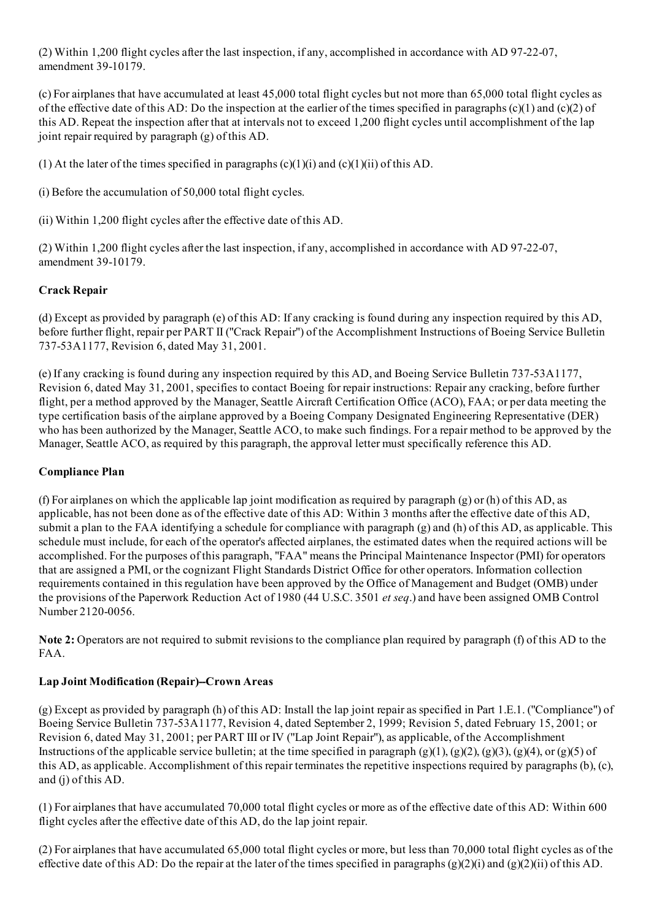(2) Within 1,200 flight cycles after the last inspection, if any, accomplished in accordance with AD 97-22-07, amendment 39-10179.

(c) For airplanes that have accumulated at least 45,000 total flight cycles but not more than 65,000 total flight cycles as of the effective date of this AD: Do the inspection at the earlier of the times specified in paragraphs (c)(1) and (c)(2) of this AD. Repeat the inspection after that at intervals not to exceed 1,200 flight cycles until accomplishment of the lap joint repair required by paragraph (g) of this AD.

(1) At the later of the times specified in paragraphs (c)(1)(i) and (c)(1)(ii) of this AD.

(i) Before the accumulation of 50,000 total flight cycles.

(ii) Within 1,200 flight cycles after the effective date of this AD.

(2) Within 1,200 flight cycles after the last inspection, if any, accomplished in accordance with AD 97-22-07, amendment 39-10179.

**Crack Repair**

(d) Except as provided by paragraph (e) of this AD: If any cracking is found during any inspection required by this AD, before further flight, repair per PART II ("Crack Repair") of the Accomplishment Instructions of Boeing Service Bulletin 737-53A1177, Revision 6, dated May 31, 2001.

(e) If any cracking is found during any inspection required by this AD, and Boeing Service Bulletin 737-53A1177, Revision 6, dated May 31, 2001, specifies to contact Boeing for repair instructions: Repair any cracking, before further flight, per a method approved by the Manager, Seattle Aircraft Certification Office (ACO), FAA; or per data meeting the type certification basis of the airplane approved by a Boeing Company Designated Engineering Representative (DER) who has been authorized by the Manager, Seattle ACO, to make such findings. For a repair method to be approved by the Manager, Seattle ACO, as required by this paragraph, the approval letter must specifically reference this AD.

**Compliance Plan**

(f) For airplanes on which the applicable lap joint modification as required by paragraph (g) or (h) of this AD, as applicable, has not been done as of the effective date of this AD: Within 3 months after the effective date of this AD, submit a plan to the FAA identifying a schedule for compliance with paragraph (g) and (h) of this AD, as applicable. This schedule must include, for each of the operator's affected airplanes, the estimated dates when the required actions will be accomplished. For the purposes of this paragraph, "FAA" means the Principal Maintenance Inspector (PMI) for operators that are assigned a PMI, or the cognizant Flight Standards District Office for other operators. Information collection requirements contained in this regulation have been approved by the Office of Management and Budget (OMB) under the provisions of the Paperwork Reduction Act of 1980 (44 U.S.C. 3501 *et seq*.) and have been assigned OMB Control Number 2120-0056.

**Note 2:** Operators are not required to submit revisions to the compliance plan required by paragraph (f) of this AD to the FAA.

**Lap Joint Modification (Repair)--Crown Areas**

(g) Except as provided by paragraph (h) of this AD: Install the lap joint repair as specified in Part 1.E.1. ("Compliance") of Boeing Service Bulletin 737-53A1177, Revision 4, dated September 2, 1999; Revision 5, dated February 15, 2001; or Revision 6, dated May 31, 2001; per PART III or IV ("Lap Joint Repair"), as applicable, of the Accomplishment Instructions of the applicable service bulletin; at the time specified in paragraph (g)(1), (g)(2), (g)(3), (g)(4), or (g)(5) of this AD, as applicable. Accomplishment of this repair terminates the repetitive inspections required by paragraphs (b), (c), and (j) of this AD.

(1) For airplanes that have accumulated 70,000 total flight cycles or more as of the effective date of this AD: Within 600 flight cycles after the effective date of this AD, do the lap joint repair.

(2) For airplanes that have accumulated 65,000 total flight cycles or more, but less than 70,000 total flight cycles as of the effective date of this AD: Do the repair at the later of the times specified in paragraphs (g)(2)(i) and (g)(2)(ii) of this AD.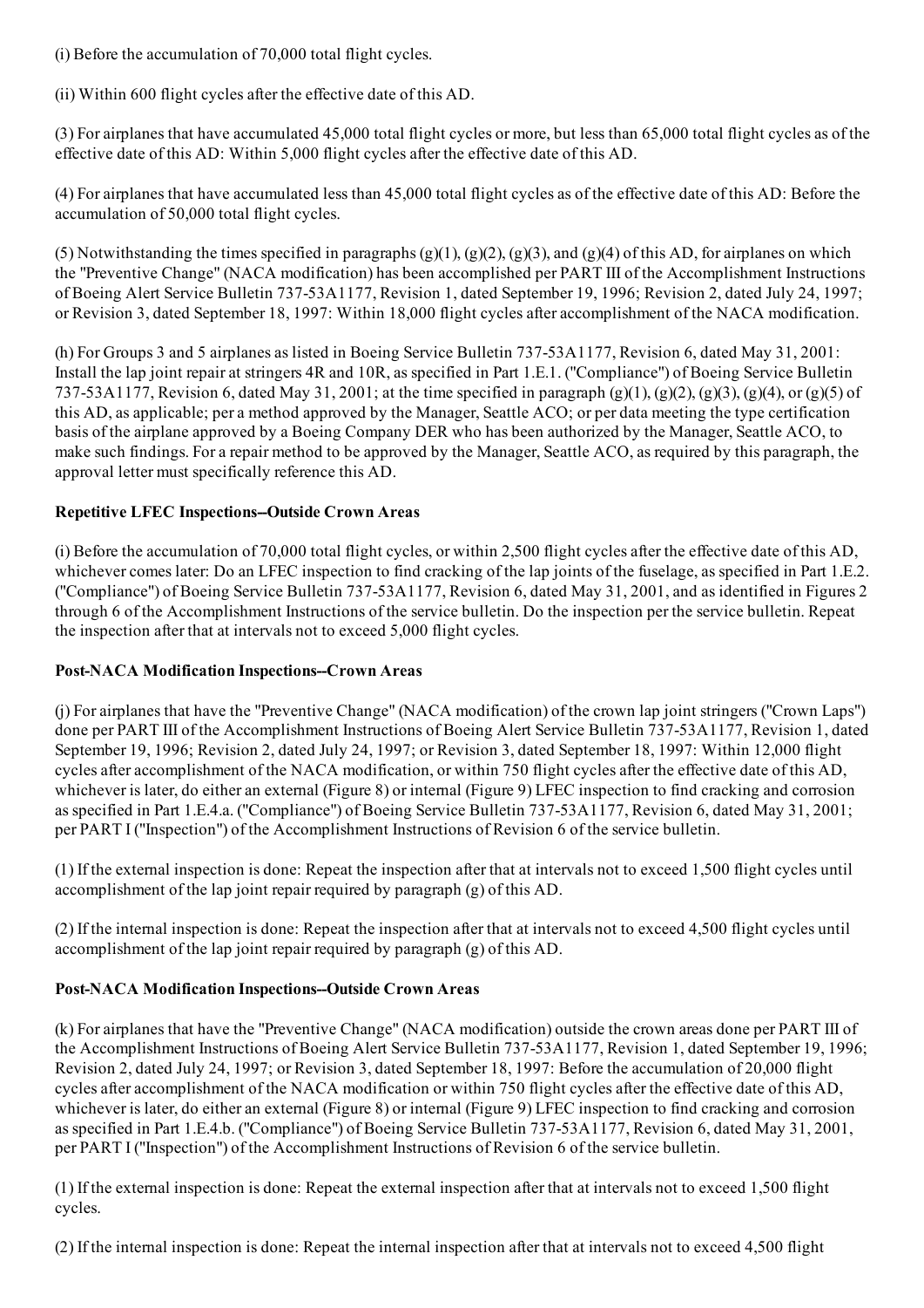(i) Before the accumulation of 70,000 total flight cycles.

(ii) Within 600 flight cycles after the effective date of this AD.

(3) For airplanes that have accumulated 45,000 total flight cycles or more, but less than 65,000 total flight cycles as of the effective date of this AD: Within 5,000 flight cycles after the effective date of this AD.

(4) For airplanes that have accumulated less than 45,000 total flight cycles as of the effective date of this AD: Before the accumulation of 50,000 total flight cycles.

(5) Notwithstanding the times specified in paragraphs (g)(1), (g)(2), (g)(3), and (g)(4) of this AD, for airplanes on which the "Preventive Change" (NACA modification) has been accomplished per PART III of the Accomplishment Instructions of Boeing Alert Service Bulletin 737-53A1177, Revision 1, dated September 19, 1996; Revision 2, dated July 24, 1997; or Revision 3, dated September 18, 1997: Within 18,000 flight cycles after accomplishment of the NACA modification.

(h) For Groups 3 and 5 airplanes as listed in Boeing Service Bulletin 737-53A1177, Revision 6, dated May 31, 2001: Install the lap joint repair at stringers 4R and 10R, as specified in Part 1.E.1. ("Compliance") of Boeing Service Bulletin 737-53A1177, Revision 6, dated May 31, 2001; at the time specified in paragraph (g)(1), (g)(2), (g)(3), (g)(4), or (g)(5) of this AD, as applicable; per a method approved by the Manager, Seattle ACO; or per data meeting the type certification basis of the airplane approved by a Boeing Company DER who has been authorized by the Manager, Seattle ACO, to make such findings. For a repair method to be approved by the Manager, Seattle ACO, as required by this paragraph, the approval letter must specifically reference this AD.

**Repetitive LFEC Inspections--Outside Crown Areas**

(i) Before the accumulation of 70,000 total flight cycles, or within 2,500 flight cycles after the effective date of this AD, whichever comes later: Do an LFEC inspection to find cracking of the lap joints of the fuselage, as specified in Part 1.E.2. ("Compliance") of Boeing Service Bulletin 737-53A1177, Revision 6, dated May 31, 2001, and as identified in Figures 2 through 6 of the Accomplishment Instructions of the service bulletin. Do the inspection per the service bulletin. Repeat the inspection after that at intervals not to exceed 5,000 flight cycles.

**Post-NACA Modification Inspections--Crown Areas**

(j) For airplanes that have the "Preventive Change" (NACA modification) of the crown lap joint stringers ("Crown Laps") done per PART III of the Accomplishment Instructions of Boeing Alert Service Bulletin 737-53A1177, Revision 1, dated September 19, 1996; Revision 2, dated July 24, 1997; or Revision 3, dated September 18, 1997: Within 12,000 flight cycles after accomplishment of the NACA modification, or within 750 flight cycles after the effective date of this AD, whichever is later, do either an external (Figure 8) or internal (Figure 9) LFEC inspection to find cracking and corrosion as specified in Part 1.E.4.a. ("Compliance") of Boeing Service Bulletin 737-53A1177, Revision 6, dated May 31, 2001; per PART I ("Inspection") of the Accomplishment Instructions of Revision 6 of the service bulletin.

(1) If the external inspection is done: Repeat the inspection after that at intervals not to exceed 1,500 flight cycles until accomplishment of the lap joint repair required by paragraph (g) of this AD.

(2) If the internal inspection is done: Repeat the inspection after that at intervals not to exceed 4,500 flight cycles until accomplishment of the lap joint repair required by paragraph (g) of this AD.

**Post-NACA Modification Inspections--Outside Crown Areas**

(k) For airplanes that have the "Preventive Change" (NACA modification) outside the crown areas done per PART III of the Accomplishment Instructions of Boeing Alert Service Bulletin 737-53A1177, Revision 1, dated September 19, 1996; Revision 2, dated July 24, 1997; or Revision 3, dated September 18, 1997: Before the accumulation of 20,000 flight cycles after accomplishment of the NACA modification or within 750 flight cycles after the effective date of this AD, whichever is later, do either an external (Figure 8) or internal (Figure 9) LFEC inspection to find cracking and corrosion as specified in Part 1.E.4.b. ("Compliance") of Boeing Service Bulletin 737-53A1177, Revision 6, dated May 31, 2001, per PART I ("Inspection") of the Accomplishment Instructions of Revision 6 of the service bulletin.

(1) If the external inspection is done: Repeat the external inspection after that at intervals not to exceed 1,500 flight cycles.

(2) If the internal inspection is done: Repeat the internal inspection after that at intervals not to exceed 4,500 flight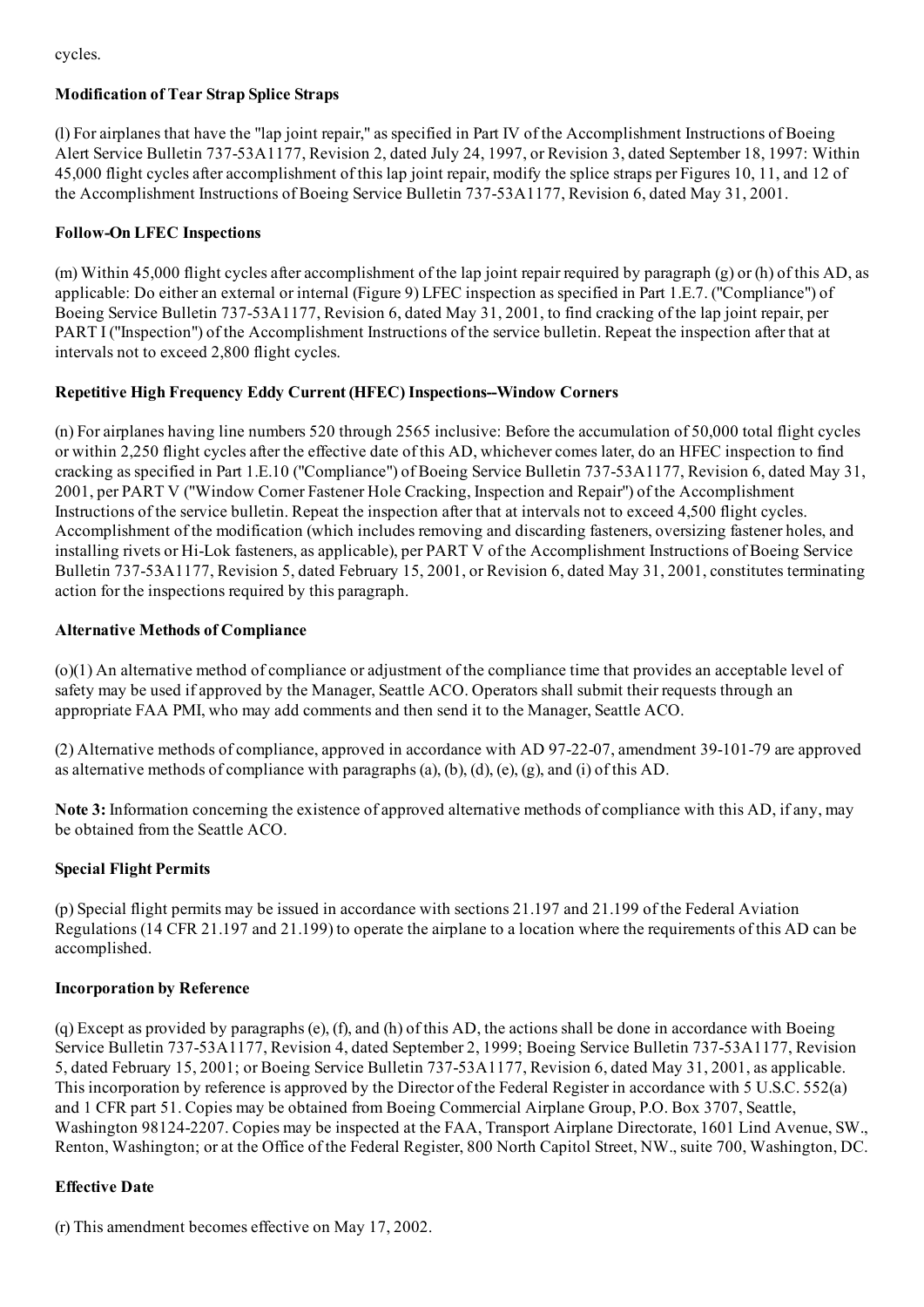cycles.

**Modification of Tear Strap Splice Straps**

(l) For airplanes that have the "lap joint repair," as specified in Part IV of the Accomplishment Instructions of Boeing Alert Service Bulletin 737-53A1177, Revision 2, dated July 24, 1997, or Revision 3, dated September 18, 1997: Within 45,000 flight cycles after accomplishment of this lap joint repair, modify the splice straps per Figures 10, 11, and 12 of the Accomplishment Instructions of Boeing Service Bulletin 737-53A1177, Revision 6, dated May 31, 2001.

**Follow-On LFEC Inspections**

(m) Within 45,000 flight cycles after accomplishment of the lap joint repair required by paragraph (g) or (h) of this AD, as applicable: Do either an external or internal (Figure 9) LFEC inspection as specified in Part 1.E.7. ("Compliance") of Boeing Service Bulletin 737-53A1177, Revision 6, dated May 31, 2001, to find cracking of the lap joint repair, per PART I ("Inspection") of the Accomplishment Instructions of the service bulletin. Repeat the inspection after that at intervals not to exceed 2,800 flight cycles.

**Repetitive High Frequency Eddy Current (HFEC) Inspections--Window Corners**

(n) For airplanes having line numbers 520 through 2565 inclusive: Before the accumulation of 50,000 total flight cycles or within 2,250 flight cycles after the effective date of this AD, whichever comes later, do an HFEC inspection to find cracking as specified in Part 1.E.10 ("Compliance") of Boeing Service Bulletin 737-53A1177, Revision 6, dated May 31, 2001, per PART V ("Window Corner Fastener Hole Cracking, Inspection and Repair") of the Accomplishment Instructions of the service bulletin. Repeat the inspection after that at intervals not to exceed 4,500 flight cycles. Accomplishment of the modification (which includes removing and discarding fasteners, oversizing fastener holes, and installing rivets or Hi-Lok fasteners, as applicable), per PART V of the Accomplishment Instructions of Boeing Service Bulletin 737-53A1177, Revision 5, dated February 15, 2001, or Revision 6, dated May 31, 2001, constitutes terminating action for the inspections required by this paragraph.

**Alternative Methods of Compliance**

(o)(1) An alternative method of compliance or adjustment of the compliance time that provides an acceptable level of safety may be used if approved by the Manager, Seattle ACO. Operators shall submit their requests through an appropriate FAA PMI, who may add comments and then send it to the Manager, Seattle ACO.

(2) Alternative methods of compliance, approved in accordance with AD 97-22-07, amendment 39-101-79 are approved as alternative methods of compliance with paragraphs (a), (b), (d), (e), (g), and (i) of this AD.

**Note 3:** Information concerning the existence of approved alternative methods of compliance with this AD, if any, may be obtained from the Seattle ACO.

**Special Flight Permits**

(p) Special flight permits may be issued in accordance with sections 21.197 and 21.199 of the Federal Aviation Regulations (14 CFR 21.197 and 21.199) to operate the airplane to a location where the requirements of this AD can be accomplished.

**Incorporation by Reference**

(q) Except as provided by paragraphs (e), (f), and (h) of this AD, the actions shall be done in accordance with Boeing Service Bulletin 737-53A1177, Revision 4, dated September 2, 1999; Boeing Service Bulletin 737-53A1177, Revision 5, dated February 15, 2001; or Boeing Service Bulletin 737-53A1177, Revision 6, dated May 31, 2001, as applicable. This incorporation by reference is approved by the Director of the Federal Register in accordance with 5 U.S.C. 552(a) and 1 CFR part 51. Copies may be obtained from Boeing Commercial Airplane Group, P.O. Box 3707, Seattle, Washington 98124-2207. Copies may be inspected at the FAA, Transport Airplane Directorate, 1601 Lind Avenue, SW., Renton, Washington; or at the Office of the Federal Register, 800 North Capitol Street, NW., suite 700, Washington, DC.

**Effective Date**

(r) This amendment becomes effective on May 17, 2002.